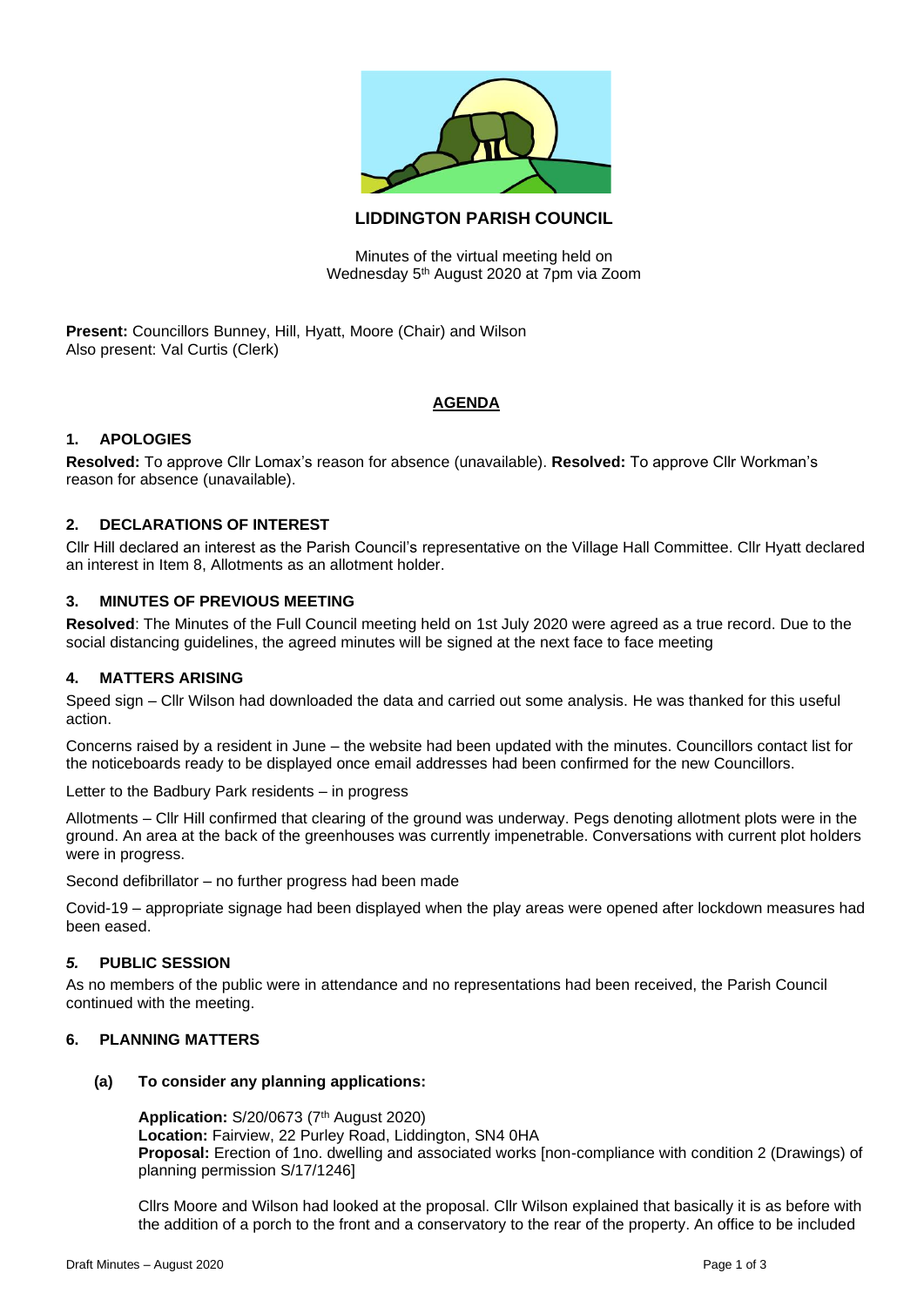# LIDDINGTON PARISH COUNCIL

Minutes of the virtual meeting held on
Wednesday 5th August 2020 at 7pm via Zoom

**Present:** Councillors Bunney, Hill, Hyatt, Moore (Chair) and Wilson
Also present: Val Curtis (Clerk)

## AGENDA

### 1. APOLOGIES

**Resolved:** To approve Cllr Lomax's reason for absence (unavailable). **Resolved:** To approve Cllr Workman's reason for absence (unavailable).

### 2. DECLARATIONS OF INTEREST

Cllr Hill declared an interest as the Parish Council's representative on the Village Hall Committee. Cllr Hyatt declared an interest in Item 8, Allotments as an allotment holder.

### 3. MINUTES OF PREVIOUS MEETING

**Resolved**: The Minutes of the Full Council meeting held on 1st July 2020 were agreed as a true record. Due to the social distancing guidelines, the agreed minutes will be signed at the next face to face meeting

### 4. MATTERS ARISING

Speed sign – Cllr Wilson had downloaded the data and carried out some analysis. He was thanked for this useful action.

Concerns raised by a resident in June – the website had been updated with the minutes. Councillors contact list for the noticeboards ready to be displayed once email addresses had been confirmed for the new Councillors.

Letter to the Badbury Park residents – in progress

Allotments – Cllr Hill confirmed that clearing of the ground was underway. Pegs denoting allotment plots were in the ground. An area at the back of the greenhouses was currently impenetrable. Conversations with current plot holders were in progress.

Second defibrillator – no further progress had been made

Covid-19 – appropriate signage had been displayed when the play areas were opened after lockdown measures had been eased.

### *5.* PUBLIC SESSION

As no members of the public were in attendance and no representations had been received, the Parish Council continued with the meeting.

### 6. PLANNING MATTERS

**(a) To consider any planning applications:**

**Application:** S/20/0673 (7th August 2020)
**Location:** Fairview, 22 Purley Road, Liddington, SN4 0HA
**Proposal:** Erection of 1no. dwelling and associated works [non-compliance with condition 2 (Drawings) of planning permission S/17/1246]

Cllrs Moore and Wilson had looked at the proposal. Cllr Wilson explained that basically it is as before with the addition of a porch to the front and a conservatory to the rear of the property. An office to be included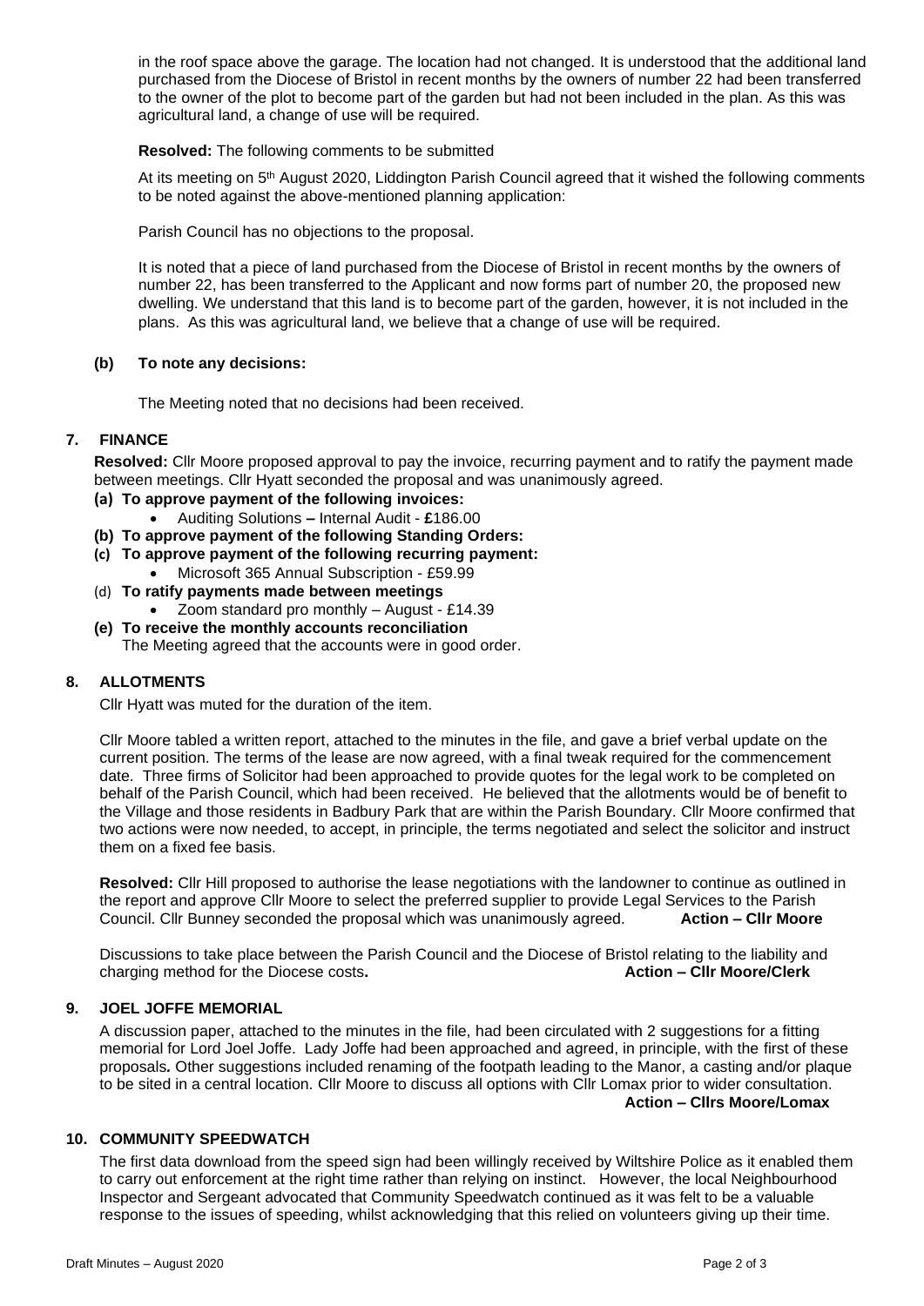in the roof space above the garage. The location had not changed. It is understood that the additional land purchased from the Diocese of Bristol in recent months by the owners of number 22 had been transferred to the owner of the plot to become part of the garden but had not been included in the plan. As this was agricultural land, a change of use will be required.

**Resolved:** The following comments to be submitted

At its meeting on 5th August 2020, Liddington Parish Council agreed that it wished the following comments to be noted against the above-mentioned planning application:

Parish Council has no objections to the proposal.

It is noted that a piece of land purchased from the Diocese of Bristol in recent months by the owners of number 22, has been transferred to the Applicant and now forms part of number 20, the proposed new dwelling. We understand that this land is to become part of the garden, however, it is not included in the plans. As this was agricultural land, we believe that a change of use will be required.

**(b) To note any decisions:**

The Meeting noted that no decisions had been received.

## 7. FINANCE

**Resolved:** Cllr Moore proposed approval to pay the invoice, recurring payment and to ratify the payment made between meetings. Cllr Hyatt seconded the proposal and was unanimously agreed.

**(a) To approve payment of the following invoices:**
- Auditing Solutions **–** Internal Audit - **£**186.00

**(b) To approve payment of the following Standing Orders:**

**(c) To approve payment of the following recurring payment:**
- Microsoft 365 Annual Subscription - £59.99

(d) **To ratify payments made between meetings**
- Zoom standard pro monthly – August - £14.39

**(e) To receive the monthly accounts reconciliation**
The Meeting agreed that the accounts were in good order.

## 8. ALLOTMENTS

Cllr Hyatt was muted for the duration of the item.

Cllr Moore tabled a written report, attached to the minutes in the file, and gave a brief verbal update on the current position. The terms of the lease are now agreed, with a final tweak required for the commencement date. Three firms of Solicitor had been approached to provide quotes for the legal work to be completed on behalf of the Parish Council, which had been received. He believed that the allotments would be of benefit to the Village and those residents in Badbury Park that are within the Parish Boundary. Cllr Moore confirmed that two actions were now needed, to accept, in principle, the terms negotiated and select the solicitor and instruct them on a fixed fee basis.

**Resolved:** Cllr Hill proposed to authorise the lease negotiations with the landowner to continue as outlined in the report and approve Cllr Moore to select the preferred supplier to provide Legal Services to the Parish Council. Cllr Bunney seconded the proposal which was unanimously agreed. **Action – Cllr Moore**

Discussions to take place between the Parish Council and the Diocese of Bristol relating to the liability and charging method for the Diocese costs**.** **Action – Cllr Moore/Clerk**

## 9. JOEL JOFFE MEMORIAL

A discussion paper, attached to the minutes in the file, had been circulated with 2 suggestions for a fitting memorial for Lord Joel Joffe. Lady Joffe had been approached and agreed, in principle, with the first of these proposals*.* Other suggestions included renaming of the footpath leading to the Manor, a casting and/or plaque to be sited in a central location. Cllr Moore to discuss all options with Cllr Lomax prior to wider consultation.

**Action – Cllrs Moore/Lomax**

## 10. COMMUNITY SPEEDWATCH

The first data download from the speed sign had been willingly received by Wiltshire Police as it enabled them to carry out enforcement at the right time rather than relying on instinct. However, the local Neighbourhood Inspector and Sergeant advocated that Community Speedwatch continued as it was felt to be a valuable response to the issues of speeding, whilst acknowledging that this relied on volunteers giving up their time.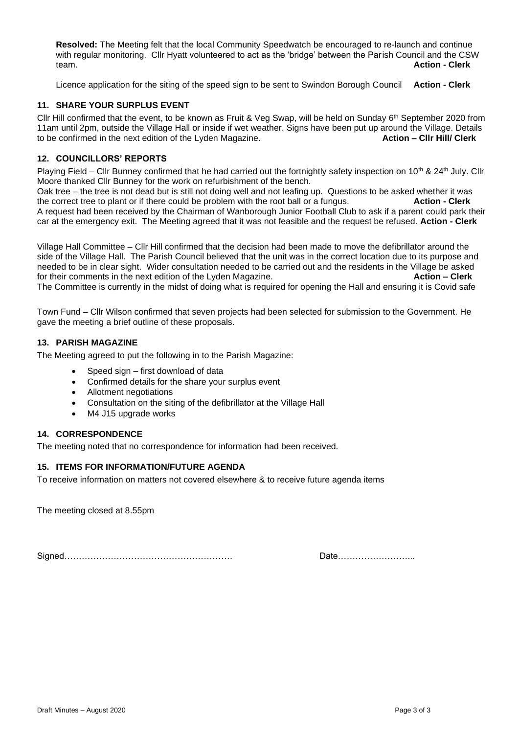**Resolved:** The Meeting felt that the local Community Speedwatch be encouraged to re-launch and continue with regular monitoring. Cllr Hyatt volunteered to act as the 'bridge' between the Parish Council and the CSW team. **Action - Clerk**

Licence application for the siting of the speed sign to be sent to Swindon Borough Council **Action - Clerk**

### 11. SHARE YOUR SURPLUS EVENT

Cllr Hill confirmed that the event, to be known as Fruit & Veg Swap, will be held on Sunday 6th September 2020 from 11am until 2pm, outside the Village Hall or inside if wet weather. Signs have been put up around the Village. Details to be confirmed in the next edition of the Lyden Magazine. **Action – Cllr Hill/ Clerk**

### 12. COUNCILLORS' REPORTS

Playing Field – Cllr Bunney confirmed that he had carried out the fortnightly safety inspection on 10th & 24th July. Cllr Moore thanked Cllr Bunney for the work on refurbishment of the bench.

Oak tree – the tree is not dead but is still not doing well and not leafing up. Questions to be asked whether it was the correct tree to plant or if there could be problem with the root ball or a fungus. **Action - Clerk**

A request had been received by the Chairman of Wanborough Junior Football Club to ask if a parent could park their car at the emergency exit. The Meeting agreed that it was not feasible and the request be refused. **Action - Clerk**

Village Hall Committee – Cllr Hill confirmed that the decision had been made to move the defibrillator around the side of the Village Hall. The Parish Council believed that the unit was in the correct location due to its purpose and needed to be in clear sight. Wider consultation needed to be carried out and the residents in the Village be asked for their comments in the next edition of the Lyden Magazine. **Action – Clerk**

The Committee is currently in the midst of doing what is required for opening the Hall and ensuring it is Covid safe

Town Fund – Cllr Wilson confirmed that seven projects had been selected for submission to the Government. He gave the meeting a brief outline of these proposals.

### 13. PARISH MAGAZINE

The Meeting agreed to put the following in to the Parish Magazine:

- Speed sign – first download of data
- Confirmed details for the share your surplus event
- Allotment negotiations
- Consultation on the siting of the defibrillator at the Village Hall
- M4 J15 upgrade works

### 14. CORRESPONDENCE

The meeting noted that no correspondence for information had been received.

### 15. ITEMS FOR INFORMATION/FUTURE AGENDA

To receive information on matters not covered elsewhere & to receive future agenda items

The meeting closed at 8.55pm

Signed…………………………………………………  Date……………………..